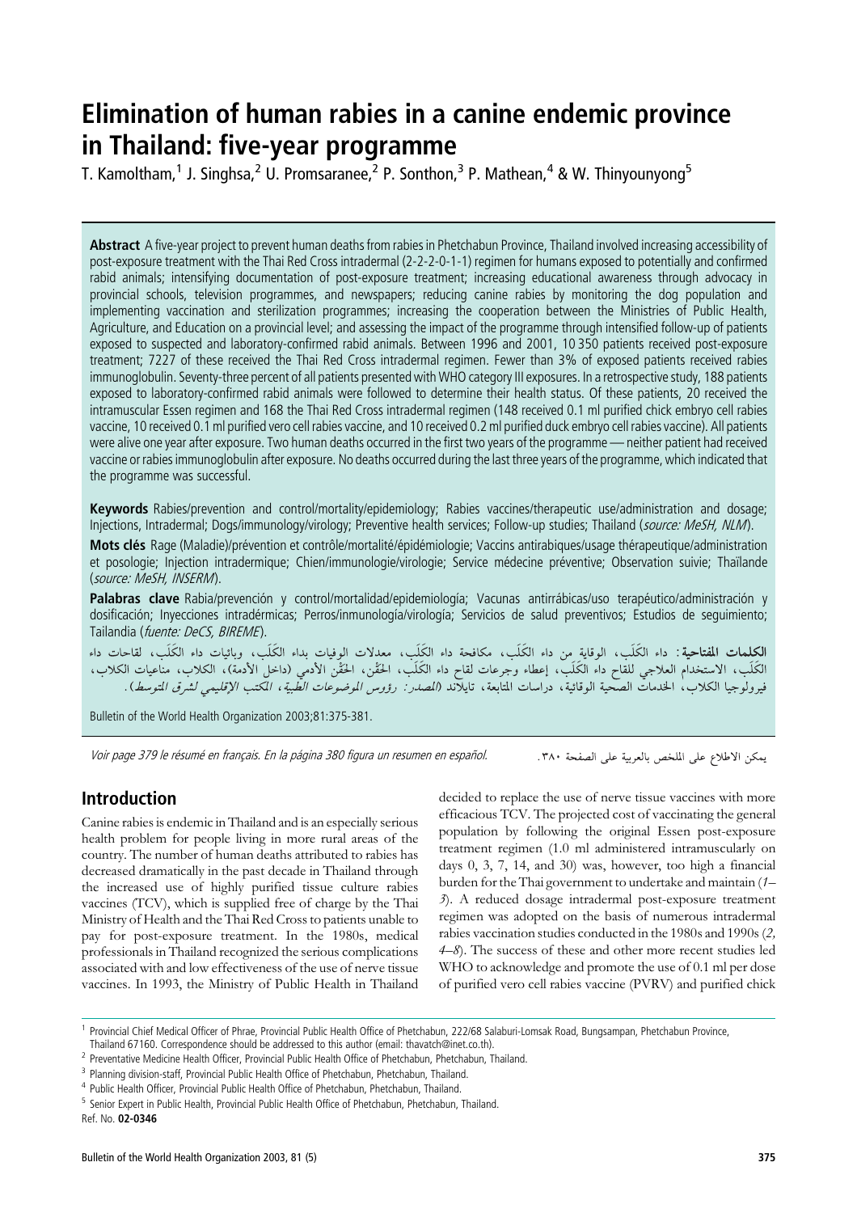# Elimination of human rabies in a canine endemic province in Thailand: five-year programme

T. Kamoltham,[1] J. Singhsa,[2] U. Promsaranee,[2] P. Sonthon,[3] P. Mathean,[4] & W. Thinyounyong[5]

**Abstract** A five-year project to prevent human deaths from rabies in Phetchabun Province, Thailand involved increasing accessibility of post-exposure treatment with the Thai Red Cross intradermal (2-2-2-0-1-1) regimen for humans exposed to potentially and confirmed rabid animals; intensifying documentation of post-exposure treatment; increasing educational awareness through advocacy in provincial schools, television programmes, and newspapers; reducing canine rabies by monitoring the dog population and implementing vaccination and sterilization programmes; increasing the cooperation between the Ministries of Public Health, Agriculture, and Education on a provincial level; and assessing the impact of the programme through intensified follow-up of patients exposed to suspected and laboratory-confirmed rabid animals. Between 1996 and 2001, 10 350 patients received post-exposure treatment; 7227 of these received the Thai Red Cross intradermal regimen. Fewer than 3% of exposed patients received rabies immunoglobulin. Seventy-three percent of all patients presented with WHO category III exposures. In a retrospective study, 188 patients exposed to laboratory-confirmed rabid animals were followed to determine their health status. Of these patients, 20 received the intramuscular Essen regimen and 168 the Thai Red Cross intradermal regimen (148 received 0.1 ml purified chick embryo cell rabies vaccine, 10 received 0.1 ml purified vero cell rabies vaccine, and 10 received 0.2 ml purified duck embryo cell rabies vaccine). All patients were alive one year after exposure. Two human deaths occurred in the first two years of the programme — neither patient had received vaccine or rabies immunoglobulin after exposure. No deaths occurred during the last three years of the programme, which indicated that the programme was successful.

**Keywords** Rabies/prevention and control/mortality/epidemiology; Rabies vaccines/therapeutic use/administration and dosage; Injections, Intradermal; Dogs/immunology/virology; Preventive health services; Follow-up studies; Thailand (*source: MeSH, NLM*).

**Mots clés** Rage (Maladie)/prévention et contrôle/mortalité/épidémiologie; Vaccins antirabiques/usage thérapeutique/administration et posologie; Injection intradermique; Chien/immunologie/virologie; Service médecine préventive; Observation suivie; Thaïlande (*source: MeSH, INSERM*).

**Palabras clave** Rabia/prevención y control/mortalidad/epidemiología; Vacunas antirrábicas/uso terapéutico/administración y dosificación; Inyecciones intradérmicas; Perros/inmunología/virología; Servicios de salud preventivos; Estudios de seguimiento; Tailandia (*fuente: DeCS, BIREME*).

**الكلمات المفتاحية**: داء الكَلَب، الوقاية من داء الكَلَب، مكافحة داء الكَلَب، معدلات الوفيات بداء الكَلَب، وبائيات داء الكَلَب، لقاحات داء الكَلَب، الاستخدام العلاجي للقاح داء الكَلَب، إعطاء وجرعات لقاح داء الكَلَب، الحَقْن، الحقْن الأدمي (داخل الأدمة)، الكلاب، مناعيات الكلاب، فيرولوجيا الكلاب، الخدمات الصحية الوقائية، دراسات المتابعة، تايلاند (*المصدر: رؤوس الموضوعات الطبية، المكتب الإقليمي لشرق المتوسط*).

Bulletin of the World Health Organization 2003;81:375-381.

*Voir page 379 le résumé en français. En la página 380 figura un resumen en español.*

يمكن الاطلاع على الملخص بالعربية على الصفحة ٣٨٠.

## Introduction

Canine rabies is endemic in Thailand and is an especially serious health problem for people living in more rural areas of the country. The number of human deaths attributed to rabies has decreased dramatically in the past decade in Thailand through the increased use of highly purified tissue culture rabies vaccines (TCV), which is supplied free of charge by the Thai Ministry of Health and the Thai Red Cross to patients unable to pay for post-exposure treatment. In the 1980s, medical professionals in Thailand recognized the serious complications associated with and low effectiveness of the use of nerve tissue vaccines. In 1993, the Ministry of Public Health in Thailand decided to replace the use of nerve tissue vaccines with more efficacious TCV. The projected cost of vaccinating the general population by following the original Essen post-exposure treatment regimen (1.0 ml administered intramuscularly on days 0, 3, 7, 14, and 30) was, however, too high a financial burden for the Thai government to undertake and maintain (*1–3*). A reduced dosage intradermal post-exposure treatment regimen was adopted on the basis of numerous intradermal rabies vaccination studies conducted in the 1980s and 1990s (*2, 4–8*). The success of these and other more recent studies led WHO to acknowledge and promote the use of 0.1 ml per dose of purified vero cell rabies vaccine (PVRV) and purified chick

---

[1] Provincial Chief Medical Officer of Phrae, Provincial Public Health Office of Phetchabun, 222/68 Salaburi-Lomsak Road, Bungsampan, Phetchabun Province, Thailand 67160. Correspondence should be addressed to this author (email: thavatch@inet.co.th).

[2] Preventative Medicine Health Officer, Provincial Public Health Office of Phetchabun, Phetchabun, Thailand.

[3] Planning division-staff, Provincial Public Health Office of Phetchabun, Phetchabun, Thailand.

[4] Public Health Officer, Provincial Public Health Office of Phetchabun, Phetchabun, Thailand.

[5] Senior Expert in Public Health, Provincial Public Health Office of Phetchabun, Phetchabun, Thailand.

Ref. No. **02-0346**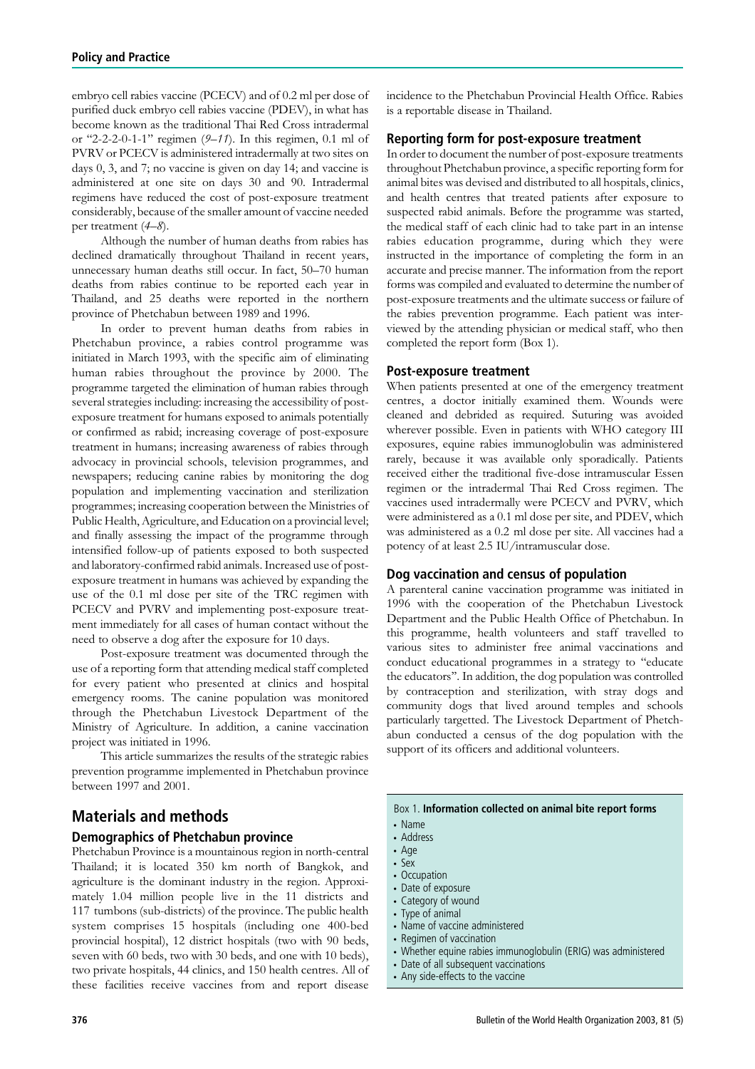embryo cell rabies vaccine (PCECV) and of 0.2 ml per dose of purified duck embryo cell rabies vaccine (PDEV), in what has become known as the traditional Thai Red Cross intradermal or "2-2-2-0-1-1" regimen (*9–11*). In this regimen, 0.1 ml of PVRV or PCECV is administered intradermally at two sites on days 0, 3, and 7; no vaccine is given on day 14; and vaccine is administered at one site on days 30 and 90. Intradermal regimens have reduced the cost of post-exposure treatment considerably, because of the smaller amount of vaccine needed per treatment (*4–8*).

Although the number of human deaths from rabies has declined dramatically throughout Thailand in recent years, unnecessary human deaths still occur. In fact, 50–70 human deaths from rabies continue to be reported each year in Thailand, and 25 deaths were reported in the northern province of Phetchabun between 1989 and 1996.

In order to prevent human deaths from rabies in Phetchabun province, a rabies control programme was initiated in March 1993, with the specific aim of eliminating human rabies throughout the province by 2000. The programme targeted the elimination of human rabies through several strategies including: increasing the accessibility of post-exposure treatment for humans exposed to animals potentially or confirmed as rabid; increasing coverage of post-exposure treatment in humans; increasing awareness of rabies through advocacy in provincial schools, television programmes, and newspapers; reducing canine rabies by monitoring the dog population and implementing vaccination and sterilization programmes; increasing cooperation between the Ministries of Public Health, Agriculture, and Education on a provincial level; and finally assessing the impact of the programme through intensified follow-up of patients exposed to both suspected and laboratory-confirmed rabid animals. Increased use of post-exposure treatment in humans was achieved by expanding the use of the 0.1 ml dose per site of the TRC regimen with PCECV and PVRV and implementing post-exposure treatment immediately for all cases of human contact without the need to observe a dog after the exposure for 10 days.

Post-exposure treatment was documented through the use of a reporting form that attending medical staff completed for every patient who presented at clinics and hospital emergency rooms. The canine population was monitored through the Phetchabun Livestock Department of the Ministry of Agriculture. In addition, a canine vaccination project was initiated in 1996.

This article summarizes the results of the strategic rabies prevention programme implemented in Phetchabun province between 1997 and 2001.

## Materials and methods

### Demographics of Phetchabun province

Phetchabun Province is a mountainous region in north-central Thailand; it is located 350 km north of Bangkok, and agriculture is the dominant industry in the region. Approximately 1.04 million people live in the 11 districts and 117 tumbons (sub-districts) of the province. The public health system comprises 15 hospitals (including one 400-bed provincial hospital), 12 district hospitals (two with 90 beds, seven with 60 beds, two with 30 beds, and one with 10 beds), two private hospitals, 44 clinics, and 150 health centres. All of these facilities receive vaccines from and report disease incidence to the Phetchabun Provincial Health Office. Rabies is a reportable disease in Thailand.

### Reporting form for post-exposure treatment

In order to document the number of post-exposure treatments throughout Phetchabun province, a specific reporting form for animal bites was devised and distributed to all hospitals, clinics, and health centres that treated patients after exposure to suspected rabid animals. Before the programme was started, the medical staff of each clinic had to take part in an intense rabies education programme, during which they were instructed in the importance of completing the form in an accurate and precise manner. The information from the report forms was compiled and evaluated to determine the number of post-exposure treatments and the ultimate success or failure of the rabies prevention programme. Each patient was interviewed by the attending physician or medical staff, who then completed the report form (Box 1).

### Post-exposure treatment

When patients presented at one of the emergency treatment centres, a doctor initially examined them. Wounds were cleaned and debrided as required. Suturing was avoided wherever possible. Even in patients with WHO category III exposures, equine rabies immunoglobulin was administered rarely, because it was available only sporadically. Patients received either the traditional five-dose intramuscular Essen regimen or the intradermal Thai Red Cross regimen. The vaccines used intradermally were PCECV and PVRV, which were administered as a 0.1 ml dose per site, and PDEV, which was administered as a 0.2 ml dose per site. All vaccines had a potency of at least 2.5 IU/intramuscular dose.

### Dog vaccination and census of population

A parenteral canine vaccination programme was initiated in 1996 with the cooperation of the Phetchabun Livestock Department and the Public Health Office of Phetchabun. In this programme, health volunteers and staff travelled to various sites to administer free animal vaccinations and conduct educational programmes in a strategy to "educate the educators". In addition, the dog population was controlled by contraception and sterilization, with stray dogs and community dogs that lived around temples and schools particularly targetted. The Livestock Department of Phetchabun conducted a census of the dog population with the support of its officers and additional volunteers.

**Box 1. Information collected on animal bite report forms**

- Name
- Address
- Age
- Sex
- Occupation
- Date of exposure
- Category of wound
- Type of animal
- Name of vaccine administered
- Regimen of vaccination
- Whether equine rabies immunoglobulin (ERIG) was administered
- Date of all subsequent vaccinations
- Any side-effects to the vaccine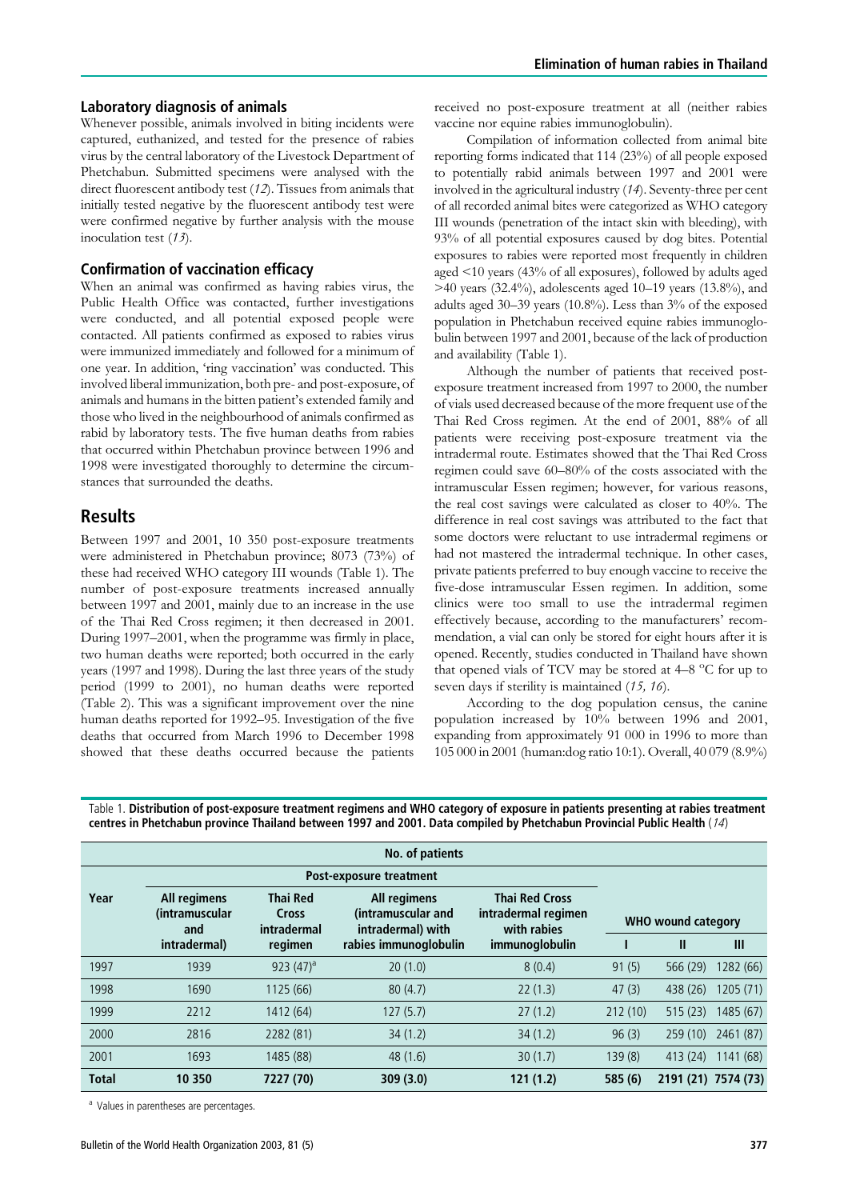### Laboratory diagnosis of animals

Whenever possible, animals involved in biting incidents were captured, euthanized, and tested for the presence of rabies virus by the central laboratory of the Livestock Department of Phetchabun. Submitted specimens were analysed with the direct fluorescent antibody test (*12*). Tissues from animals that initially tested negative by the fluorescent antibody test were were confirmed negative by further analysis with the mouse inoculation test (*13*).

### Confirmation of vaccination efficacy

When an animal was confirmed as having rabies virus, the Public Health Office was contacted, further investigations were conducted, and all potential exposed people were contacted. All patients confirmed as exposed to rabies virus were immunized immediately and followed for a minimum of one year. In addition, 'ring vaccination' was conducted. This involved liberal immunization, both pre- and post-exposure, of animals and humans in the bitten patient's extended family and those who lived in the neighbourhood of animals confirmed as rabid by laboratory tests. The five human deaths from rabies that occurred within Phetchabun province between 1996 and 1998 were investigated thoroughly to determine the circumstances that surrounded the deaths.

## Results

Between 1997 and 2001, 10 350 post-exposure treatments were administered in Phetchabun province; 8073 (73%) of these had received WHO category III wounds (Table 1). The number of post-exposure treatments increased annually between 1997 and 2001, mainly due to an increase in the use of the Thai Red Cross regimen; it then decreased in 2001. During 1997–2001, when the programme was firmly in place, two human deaths were reported; both occurred in the early years (1997 and 1998). During the last three years of the study period (1999 to 2001), no human deaths were reported (Table 2). This was a significant improvement over the nine human deaths reported for 1992–95. Investigation of the five deaths that occurred from March 1996 to December 1998 showed that these deaths occurred because the patients received no post-exposure treatment at all (neither rabies vaccine nor equine rabies immunoglobulin).

Compilation of information collected from animal bite reporting forms indicated that 114 (23%) of all people exposed to potentially rabid animals between 1997 and 2001 were involved in the agricultural industry (*14*). Seventy-three per cent of all recorded animal bites were categorized as WHO category III wounds (penetration of the intact skin with bleeding), with 93% of all potential exposures caused by dog bites. Potential exposures to rabies were reported most frequently in children aged <10 years (43% of all exposures), followed by adults aged >40 years (32.4%), adolescents aged 10–19 years (13.8%), and adults aged 30–39 years (10.8%). Less than 3% of the exposed population in Phetchabun received equine rabies immunoglobulin between 1997 and 2001, because of the lack of production and availability (Table 1).

Although the number of patients that received post-exposure treatment increased from 1997 to 2000, the number of vials used decreased because of the more frequent use of the Thai Red Cross regimen. At the end of 2001, 88% of all patients were receiving post-exposure treatment via the intradermal route. Estimates showed that the Thai Red Cross regimen could save 60–80% of the costs associated with the intramuscular Essen regimen; however, for various reasons, the real cost savings were calculated as closer to 40%. The difference in real cost savings was attributed to the fact that some doctors were reluctant to use intradermal regimens or had not mastered the intradermal technique. In other cases, private patients preferred to buy enough vaccine to receive the five-dose intramuscular Essen regimen. In addition, some clinics were too small to use the intradermal regimen effectively because, according to the manufacturers' recommendation, a vial can only be stored for eight hours after it is opened. Recently, studies conducted in Thailand have shown that opened vials of TCV may be stored at 4–8 °C for up to seven days if sterility is maintained (*15, 16*).

According to the dog population census, the canine population increased by 10% between 1996 and 2001, expanding from approximately 91 000 in 1996 to more than 105 000 in 2001 (human:dog ratio 10:1). Overall, 40 079 (8.9%)

Table 1. **Distribution of post-exposure treatment regimens and WHO category of exposure in patients presenting at rabies treatment centres in Phetchabun province Thailand between 1997 and 2001. Data compiled by Phetchabun Provincial Public Health** (*14*)

| Year | No. of patients | | | | | | |
|---|---|---|---|---|---|---|---|
| | Post-exposure treatment | | | | WHO wound category | | |
| | All regimens (intramuscular and intradermal) | Thai Red Cross intradermal regimen | All regimens (intramuscular and intradermal) with rabies immunoglobulin | Thai Red Cross intradermal regimen with rabies immunoglobulin | I | II | III |
| 1997 | 1939 | 923 (47)[a] | 20 (1.0) | 8 (0.4) | 91 (5) | 566 (29) | 1282 (66) |
| 1998 | 1690 | 1125 (66) | 80 (4.7) | 22 (1.3) | 47 (3) | 438 (26) | 1205 (71) |
| 1999 | 2212 | 1412 (64) | 127 (5.7) | 27 (1.2) | 212 (10) | 515 (23) | 1485 (67) |
| 2000 | 2816 | 2282 (81) | 34 (1.2) | 34 (1.2) | 96 (3) | 259 (10) | 2461 (87) |
| 2001 | 1693 | 1485 (88) | 48 (1.6) | 30 (1.7) | 139 (8) | 413 (24) | 1141 (68) |
| **Total** | **10 350** | **7227 (70)** | **309 (3.0)** | **121 (1.2)** | **585 (6)** | **2191 (21)** | **7574 (73)** |

[a] Values in parentheses are percentages.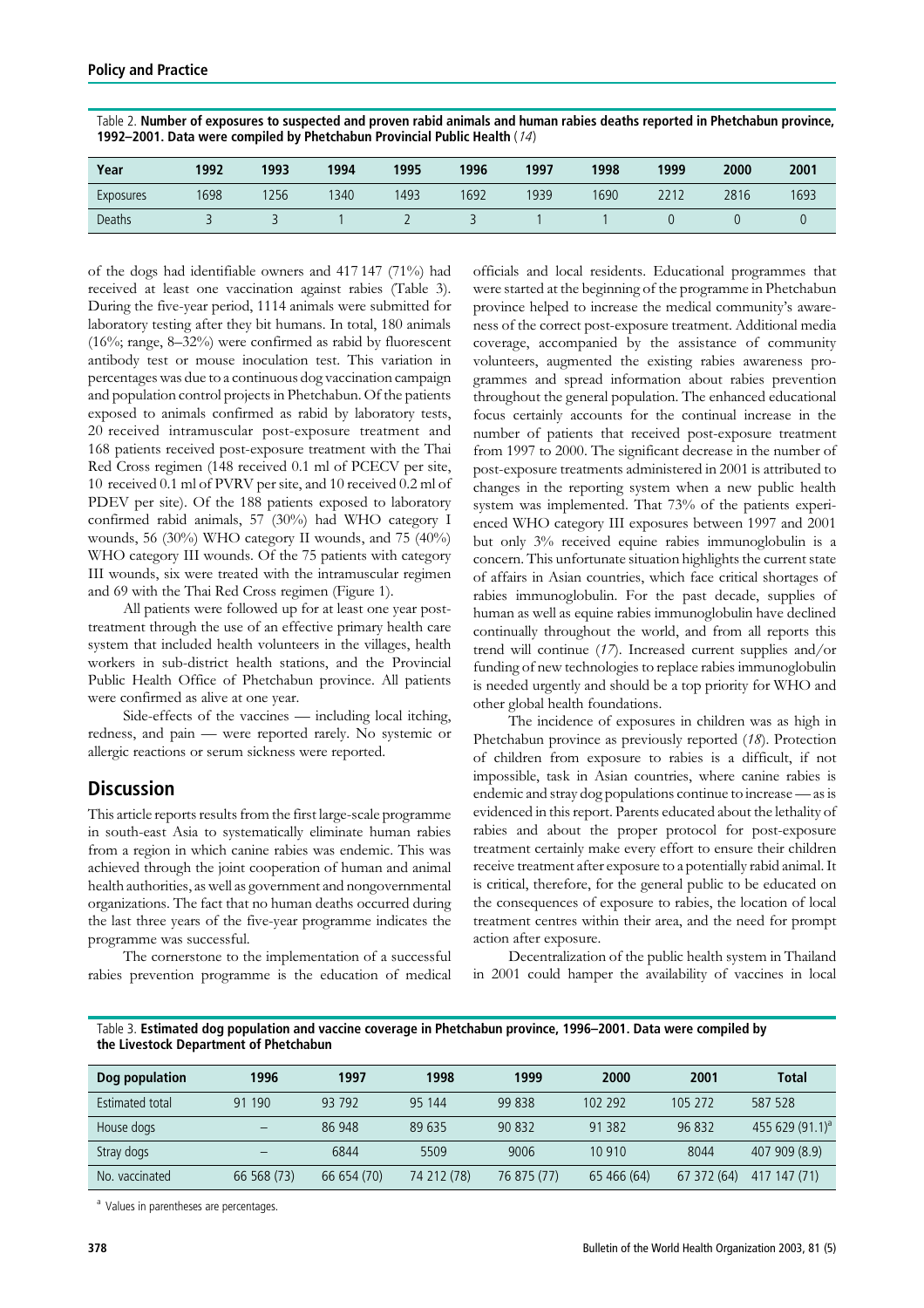Table 2. **Number of exposures to suspected and proven rabid animals and human rabies deaths reported in Phetchabun province, 1992–2001. Data were compiled by Phetchabun Provincial Public Health** (*14*)

| Year | 1992 | 1993 | 1994 | 1995 | 1996 | 1997 | 1998 | 1999 | 2000 | 2001 |
|---|---|---|---|---|---|---|---|---|---|---|
| Exposures | 1698 | 1256 | 1340 | 1493 | 1692 | 1939 | 1690 | 2212 | 2816 | 1693 |
| Deaths | 3 | 3 | 1 | 2 | 3 | 1 | 1 | 0 | 0 | 0 |

of the dogs had identifiable owners and 417 147 (71%) had received at least one vaccination against rabies (Table 3). During the five-year period, 1114 animals were submitted for laboratory testing after they bit humans. In total, 180 animals (16%; range, 8–32%) were confirmed as rabid by fluorescent antibody test or mouse inoculation test. This variation in percentages was due to a continuous dog vaccination campaign and population control projects in Phetchabun. Of the patients exposed to animals confirmed as rabid by laboratory tests, 20 received intramuscular post-exposure treatment and 168 patients received post-exposure treatment with the Thai Red Cross regimen (148 received 0.1 ml of PCECV per site, 10 received 0.1 ml of PVRV per site, and 10 received 0.2 ml of PDEV per site). Of the 188 patients exposed to laboratory confirmed rabid animals, 57 (30%) had WHO category I wounds, 56 (30%) WHO category II wounds, and 75 (40%) WHO category III wounds. Of the 75 patients with category III wounds, six were treated with the intramuscular regimen and 69 with the Thai Red Cross regimen (Figure 1).

All patients were followed up for at least one year post-treatment through the use of an effective primary health care system that included health volunteers in the villages, health workers in sub-district health stations, and the Provincial Public Health Office of Phetchabun province. All patients were confirmed as alive at one year.

Side-effects of the vaccines — including local itching, redness, and pain — were reported rarely. No systemic or allergic reactions or serum sickness were reported.

## Discussion

This article reports results from the first large-scale programme in south-east Asia to systematically eliminate human rabies from a region in which canine rabies was endemic. This was achieved through the joint cooperation of human and animal health authorities, as well as government and nongovernmental organizations. The fact that no human deaths occurred during the last three years of the five-year programme indicates the programme was successful.

The cornerstone to the implementation of a successful rabies prevention programme is the education of medical officials and local residents. Educational programmes that were started at the beginning of the programme in Phetchabun province helped to increase the medical community's awareness of the correct post-exposure treatment. Additional media coverage, accompanied by the assistance of community volunteers, augmented the existing rabies awareness programmes and spread information about rabies prevention throughout the general population. The enhanced educational focus certainly accounts for the continual increase in the number of patients that received post-exposure treatment from 1997 to 2000. The significant decrease in the number of post-exposure treatments administered in 2001 is attributed to changes in the reporting system when a new public health system was implemented. That 73% of the patients experienced WHO category III exposures between 1997 and 2001 but only 3% received equine rabies immunoglobulin is a concern. This unfortunate situation highlights the current state of affairs in Asian countries, which face critical shortages of rabies immunoglobulin. For the past decade, supplies of human as well as equine rabies immunoglobulin have declined continually throughout the world, and from all reports this trend will continue (*17*). Increased current supplies and/or funding of new technologies to replace rabies immunoglobulin is needed urgently and should be a top priority for WHO and other global health foundations.

The incidence of exposures in children was as high in Phetchabun province as previously reported (*18*). Protection of children from exposure to rabies is a difficult, if not impossible, task in Asian countries, where canine rabies is endemic and stray dog populations continue to increase — as is evidenced in this report. Parents educated about the lethality of rabies and about the proper protocol for post-exposure treatment certainly make every effort to ensure their children receive treatment after exposure to a potentially rabid animal. It is critical, therefore, for the general public to be educated on the consequences of exposure to rabies, the location of local treatment centres within their area, and the need for prompt action after exposure.

Decentralization of the public health system in Thailand in 2001 could hamper the availability of vaccines in local

Table 3. **Estimated dog population and vaccine coverage in Phetchabun province, 1996–2001. Data were compiled by the Livestock Department of Phetchabun**

| Dog population | 1996 | 1997 | 1998 | 1999 | 2000 | 2001 | Total |
|---|---|---|---|---|---|---|---|
| Estimated total | 91 190 | 93 792 | 95 144 | 99 838 | 102 292 | 105 272 | 587 528 |
| House dogs | – | 86 948 | 89 635 | 90 832 | 91 382 | 96 832 | 455 629 (91.1)[a] |
| Stray dogs | – | 6844 | 5509 | 9006 | 10 910 | 8044 | 407 909 (8.9) |
| No. vaccinated | 66 568 (73) | 66 654 (70) | 74 212 (78) | 76 875 (77) | 65 466 (64) | 67 372 (64) | 417 147 (71) |

[a] Values in parentheses are percentages.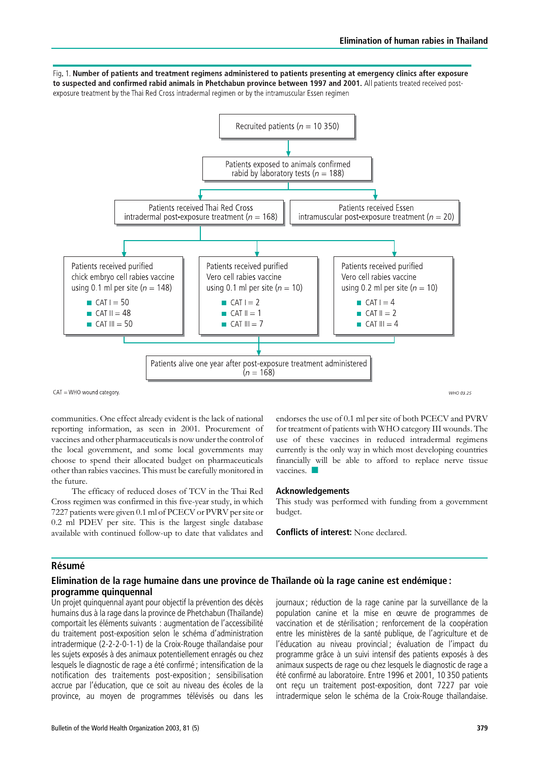Fig. 1. **Number of patients and treatment regimens administered to patients presenting at emergency clinics after exposure to suspected and confirmed rabid animals in Phetchabun province between 1997 and 2001.** All patients treated received post-exposure treatment by the Thai Red Cross intradermal regimen or by the intramuscular Essen regimen

Recruited patients ($n$ = 10 350)

→ Patients exposed to animals confirmed rabid by laboratory tests ($n$ = 188)

→ Patients received Thai Red Cross intradermal post-exposure treatment ($n$ = 168)

→ Patients received Essen intramuscular post-exposure treatment ($n$ = 20)

Patients received purified chick embryo cell rabies vaccine using 0.1 ml per site ($n$ = 148)
- CAT I = 50
- CAT II = 48
- CAT III = 50

Patients received purified Vero cell rabies vaccine using 0.1 ml per site ($n$ = 10)
- CAT I = 2
- CAT II = 1
- CAT III = 7

Patients received purified Vero cell rabies vaccine using 0.2 ml per site ($n$ = 10)
- CAT I = 4
- CAT II = 2
- CAT III = 4

→ Patients alive one year after post-exposure treatment administered ($n$ = 168)

CAT = WHO wound category.

communities. One effect already evident is the lack of national reporting information, as seen in 2001. Procurement of vaccines and other pharmaceuticals is now under the control of the local government, and some local governments may choose to spend their allocated budget on pharmaceuticals other than rabies vaccines. This must be carefully monitored in the future.

The efficacy of reduced doses of TCV in the Thai Red Cross regimen was confirmed in this five-year study, in which 7227 patients were given 0.1 ml of PCECV or PVRV per site or 0.2 ml PDEV per site. This is the largest single database available with continued follow-up to date that validates and endorses the use of 0.1 ml per site of both PCECV and PVRV for treatment of patients with WHO category III wounds. The use of these vaccines in reduced intradermal regimens currently is the only way in which most developing countries financially will be able to afford to replace nerve tissue vaccines. ■

## Acknowledgements

This study was performed with funding from a government budget.

**Conflicts of interest:** None declared.

## Résumé

### Elimination de la rage humaine dans une province de Thaïlande où la rage canine est endémique : programme quinquennal

Un projet quinquennal ayant pour objectif la prévention des décès humains dus à la rage dans la province de Phetchabun (Thaïlande) comportait les éléments suivants : augmentation de l'accessibilité du traitement post-exposition selon le schéma d'administration intradermique (2-2-2-0-1-1) de la Croix-Rouge thaïlandaise pour les sujets exposés à des animaux potentiellement enragés ou chez lesquels le diagnostic de rage a été confirmé ; intensification de la notification des traitements post-exposition ; sensibilisation accrue par l'éducation, que ce soit au niveau des écoles de la province, au moyen de programmes télévisés ou dans les journaux ; réduction de la rage canine par la surveillance de la population canine et la mise en œuvre de programmes de vaccination et de stérilisation ; renforcement de la coopération entre les ministères de la santé publique, de l'agriculture et de l'éducation au niveau provincial ; évaluation de l'impact du programme grâce à un suivi intensif des patients exposés à des animaux suspects de rage ou chez lesquels le diagnostic de rage a été confirmé au laboratoire. Entre 1996 et 2001, 10 350 patients ont reçu un traitement post-exposition, dont 7227 par voie intradermique selon le schéma de la Croix-Rouge thaïlandaise.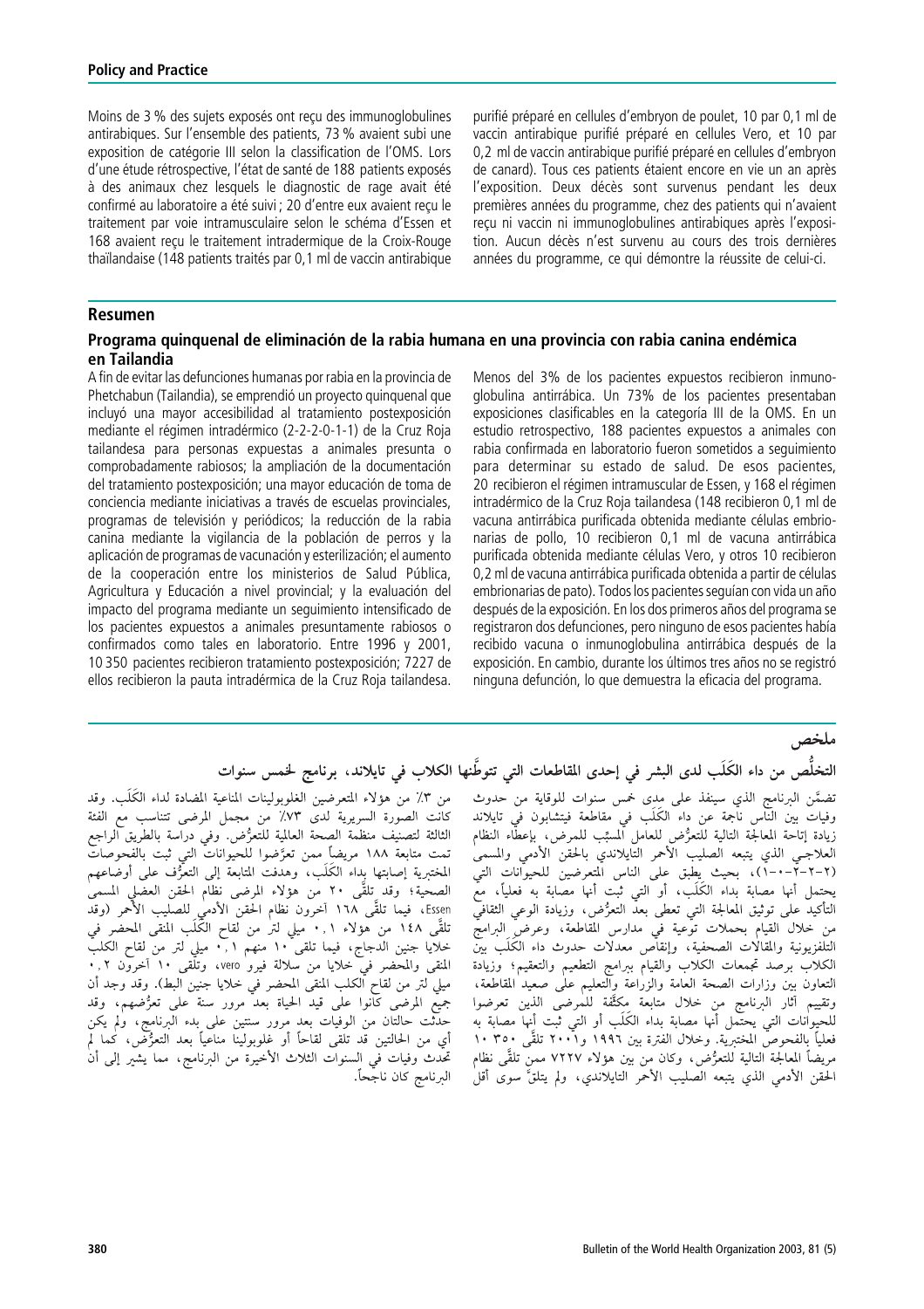Moins de 3 % des sujets exposés ont reçu des immunoglobulines antirabiques. Sur l'ensemble des patients, 73 % avaient subi une exposition de catégorie III selon la classification de l'OMS. Lors d'une étude rétrospective, l'état de santé de 188 patients exposés à des animaux chez lesquels le diagnostic de rage avait été confirmé au laboratoire a été suivi ; 20 d'entre eux avaient reçu le traitement par voie intramusculaire selon le schéma d'Essen et 168 avaient reçu le traitement intradermique de la Croix-Rouge thaïlandaise (148 patients traités par 0,1 ml de vaccin antirabique purifié préparé en cellules d'embryon de poulet, 10 par 0,1 ml de vaccin antirabique purifié préparé en cellules Vero, et 10 par 0,2 ml de vaccin antirabique purifié préparé en cellules d'embryon de canard). Tous ces patients étaient encore en vie un an après l'exposition. Deux décès sont survenus pendant les deux premières années du programme, chez des patients qui n'avaient reçu ni vaccin ni immunoglobulines antirabiques après l'exposition. Aucun décès n'est survenu au cours des trois dernières années du programme, ce qui démontre la réussite de celui-ci.

## Resumen

### Programa quinquenal de eliminación de la rabia humana en una provincia con rabia canina endémica en Tailandia

A fin de evitar las defunciones humanas por rabia en la provincia de Phetchabun (Tailandia), se emprendió un proyecto quinquenal que incluyó una mayor accesibilidad al tratamiento postexposición mediante el régimen intradérmico (2-2-2-0-1-1) de la Cruz Roja tailandesa para personas expuestas a animales presunta o comprobadamente rabiosos; la ampliación de la documentación del tratamiento postexposición; una mayor educación de toma de conciencia mediante iniciativas a través de escuelas provinciales, programas de televisión y periódicos; la reducción de la rabia canina mediante la vigilancia de la población de perros y la aplicación de programas de vacunación y esterilización; el aumento de la cooperación entre los ministerios de Salud Pública, Agricultura y Educación a nivel provincial; y la evaluación del impacto del programa mediante un seguimiento intensificado de los pacientes expuestos a animales presuntamente rabiosos o confirmados como tales en laboratorio. Entre 1996 y 2001, 10 350 pacientes recibieron tratamiento postexposición; 7227 de ellos recibieron la pauta intradérmica de la Cruz Roja tailandesa. Menos del 3% de los pacientes expuestos recibieron inmunoglobulina antirrábica. Un 73% de los pacientes presentaban exposiciones clasificables en la categoría III de la OMS. En un estudio retrospectivo, 188 pacientes expuestos a animales con rabia confirmada en laboratorio fueron sometidos a seguimiento para determinar su estado de salud. De esos pacientes, 20 recibieron el régimen intramuscular de Essen, y 168 el régimen intradérmico de la Cruz Roja tailandesa (148 recibieron 0,1 ml de vacuna antirrábica purificada obtenida mediante células embrionarias de pollo, 10 recibieron 0,1 ml de vacuna antirrábica purificada obtenida mediante células Vero, y otros 10 recibieron 0,2 ml de vacuna antirrábica purificada obtenida a partir de células embrionarias de pato). Todos los pacientes seguían con vida un año después de la exposición. En los dos primeros años del programa se registraron dos defunciones, pero ninguno de esos pacientes había recibido vacuna o inmunoglobulina antirrábica después de la exposición. En cambio, durante los últimos tres años no se registró ninguna defunción, lo que demuestra la eficacia del programa.

## ملخص

### التخلُّص من داء الكَلَب لدى البشر في إحدى المقاطعات التي تتوطَّنها الكلاب في تايلاند، برنامج لخمس سنوات

تضمَّن البرنامج الذي سينفذ على مدى خمس سنوات للوقاية من حدوث وفيات بين الناس ناجمة عن داء الكَلَب في مقاطعة فيتشابون في تايلاند زيادة إتاحة المعالجة التالية للتعرُّض للعامل المسبِّب للمرض، بإعطاء النظام العلاجي الذي يتبعه الصليب الأحمر التايلاندي بالحقن الأدمي والمسمى (٢-٢-٢-٠-١-١)، بحيث يطبق على الناس المتعرضين للحيوانات التي يحتمل أنها مصابة بداء الكَلَب، أو التي ثبت أنها مصابة به فعلياً، مع التأكيد على توثيق المعالجة التالية التي تعطى بعد التعرُّض، وزيادة الوعي الثقافي من خلال القيام بحملات توعية في مدارس المقاطعة، وعرض البرامج التلفزيونية والمقالات الصحفية، وإنقاص معدلات حدوث داء الكَلَب بين الكلاب برصد تجمعات الكلاب والقيام ببرامج التطعيم والتعقيم؛ وزيادة التعاون بين وزارات الصحة العامة والزراعة والتعليم على صعيد المقاطعة، وتقييم آثار البرنامج من خلال متابعة مكثَّفة للمرضى الذين تعرضوا للحيوانات التي يحتمل أنها مصابة بداء الكَلَب أو التي ثبت أنها مصابة به فعلياً بالفحوص المختبرية. وخلال الفترة بين ١٩٩٦ و٢٠٠١ تلقَّى ١٠ ٣٥٠ مريضاً المعالجة التالية للتعرُّض، وكان من بين هؤلاء ٧٢٢٧ ممن تلقَّى نظام الحقن الأدمي الذي يتبعه الصليب الأحمر التايلاندي، ولم يتلقَّ سوى أقل من ٣٪ من هؤلاء المتعرضين الغلوبولينات المناعية المضادة لداء الكَلَب. وقد كانت الصورة السريرية لدى ٧٣٪ من مجمل المرضى تتناسب مع الفئة الثالثة لتصنيف منظمة الصحة العالمية للتعرُّض. وفي دراسة بالطريق الراجع تمت متابعة ١٨٨ مريضاً ممن تعرَّضوا للحيوانات التي ثبت بالفحوصات المختبرية إصابتها بداء الكَلَب، وهدفت المتابعة إلى التعرُّف على أوضاعهم الصحية؛ وقد تلقَّى ٢٠ من هؤلاء المرضى نظام الحقن العضلي المسمى Essen، فيما تلقَّى ١٦٨ آخرون نظام الحقن الأدمي للصليب الأحمر (وقد تلقَّى ١٤٨ من هؤلاء ٠,١ ميلي لتر من لقاح الكَلَب المنقى المحضر في خلايا جنين الدجاج، فيما تلقى ١٠ منهم ٠,١ ميلي لتر من لقاح الكلب المنقى والمحضر في خلايا من سلالة فيرو vero، وتلقى ١٠ آخرون ٠,٢ ميلي لتر من لقاح الكلب المنقى المحضر في خلايا جنين البط). وقد وجد أن جميع المرضى كانوا على قيد الحياة بعد مرور سنة على تعرُّضهم، وقد حدثت حالتان من الوفيات بعد مرور سنتين على بدء البرنامج، ولم يكن أي من الحالتين قد تلقى لقاحاً أو غلوبولينا مناعياً بعد التعرُّض، كما لم تحدث وفيات في السنوات الثلاث الأخيرة من البرنامج، مما يشير إلى أن البرنامج كان ناجحاً.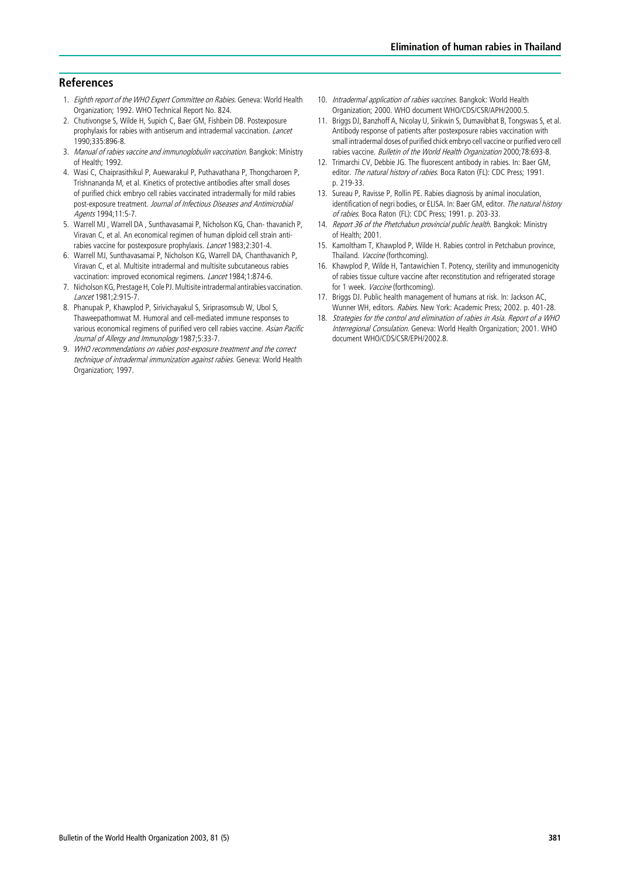## References

1. *Eighth report of the WHO Expert Committee on Rabies.* Geneva: World Health Organization; 1992. WHO Technical Report No. 824.
2. Chutivongse S, Wilde H, Supich C, Baer GM, Fishbein DB. Postexposure prophylaxis for rabies with antiserum and intradermal vaccination. *Lancet* 1990;335:896-8.
3. *Manual of rabies vaccine and immunoglobulin vaccination.* Bangkok: Ministry of Health; 1992.
4. Wasi C, Chaiprasithikul P, Auewarakul P, Puthavathana P, Thongcharoen P, Trishnananda M, et al. Kinetics of protective antibodies after small doses of purified chick embryo cell rabies vaccinated intradermally for mild rabies post-exposure treatment. *Journal of Infectious Diseases and Antimicrobial Agents* 1994;11:5-7.
5. Warrell MJ , Warrell DA , Sunthavasamai P, Nicholson KG, Chan- thavanich P, Viravan C, et al. An economical regimen of human diploid cell strain anti-rabies vaccine for postexposure prophylaxis. *Lancet* 1983;2:301-4.
6. Warrell MJ, Sunthavasamai P, Nicholson KG, Warrell DA, Chanthavanich P, Viravan C, et al. Multisite intradermal and multisite subcutaneous rabies vaccination: improved economical regimens. *Lancet* 1984;1:874-6.
7. Nicholson KG, Prestage H, Cole PJ. Multisite intradermal antirabies vaccination. *Lancet* 1981;2:915-7.
8. Phanupak P, Khawplod P, Sirivichayakul S, Siriprasomsub W, Ubol S, Thaweepathomwat M. Humoral and cell-mediated immune responses to various economical regimens of purified vero cell rabies vaccine. *Asian Pacific Journal of Allergy and Immunology* 1987;5:33-7.
9. *WHO recommendations on rabies post-exposure treatment and the correct technique of intradermal immunization against rabies.* Geneva: World Health Organization; 1997.
10. *Intradermal application of rabies vaccines.* Bangkok: World Health Organization; 2000. WHO document WHO/CDS/CSR/APH/2000.5.
11. Briggs DJ, Banzhoff A, Nicolay U, Sirikwin S, Dumavibhat B, Tongswas S, et al. Antibody response of patients after postexposure rabies vaccination with small intradermal doses of purified chick embryo cell vaccine or purified vero cell rabies vaccine. *Bulletin of the World Health Organization* 2000;78:693-8.
12. Trimarchi CV, Debbie JG. The fluorescent antibody in rabies. In: Baer GM, editor. *The natural history of rabies.* Boca Raton (FL): CDC Press; 1991. p. 219-33.
13. Sureau P, Ravisse P, Rollin PE. Rabies diagnosis by animal inoculation, identification of negri bodies, or ELISA. In: Baer GM, editor. *The natural history of rabies.* Boca Raton (FL): CDC Press; 1991. p. 203-33.
14. *Report 36 of the Phetchabun provincial public health.* Bangkok: Ministry of Health; 2001.
15. Kamoltham T, Khawplod P, Wilde H. Rabies control in Petchabun province, Thailand. *Vaccine* (forthcoming).
16. Khawplod P, Wilde H, Tantawichien T. Potency, sterility and immunogenicity of rabies tissue culture vaccine after reconstitution and refrigerated storage for 1 week. *Vaccine* (forthcoming).
17. Briggs DJ. Public health management of humans at risk. In: Jackson AC, Wunner WH, editors. *Rabies.* New York: Academic Press; 2002. p. 401-28.
18. *Strategies for the control and elimination of rabies in Asia. Report of a WHO Interregional Consulation.* Geneva: World Health Organization; 2001. WHO document WHO/CDS/CSR/EPH/2002.8.